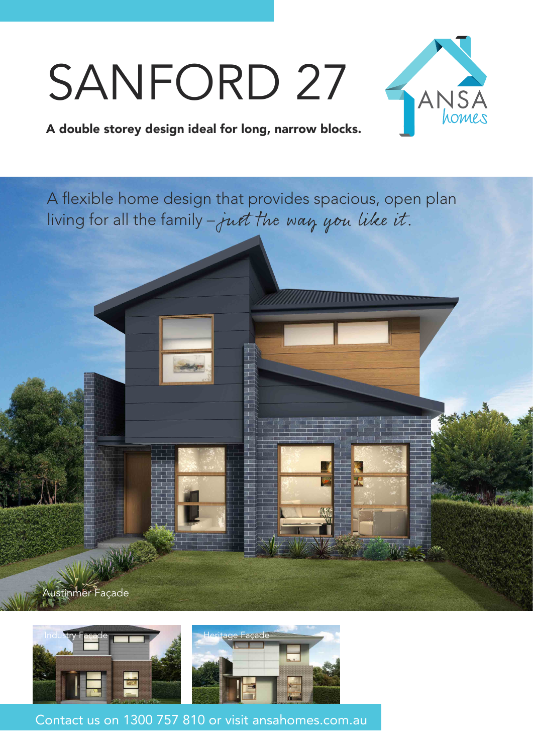# SANFORD 27

**A double storey design ideal for long, narrow blocks.**

ANSA homes

A flexible home design that provides spacious, open plan living for all the family – *just the way you like it.*

Austinmer Façade

Industry Façade

Heritage Façade

Contact us on 1300 757 810 or visit ansahomes.com.au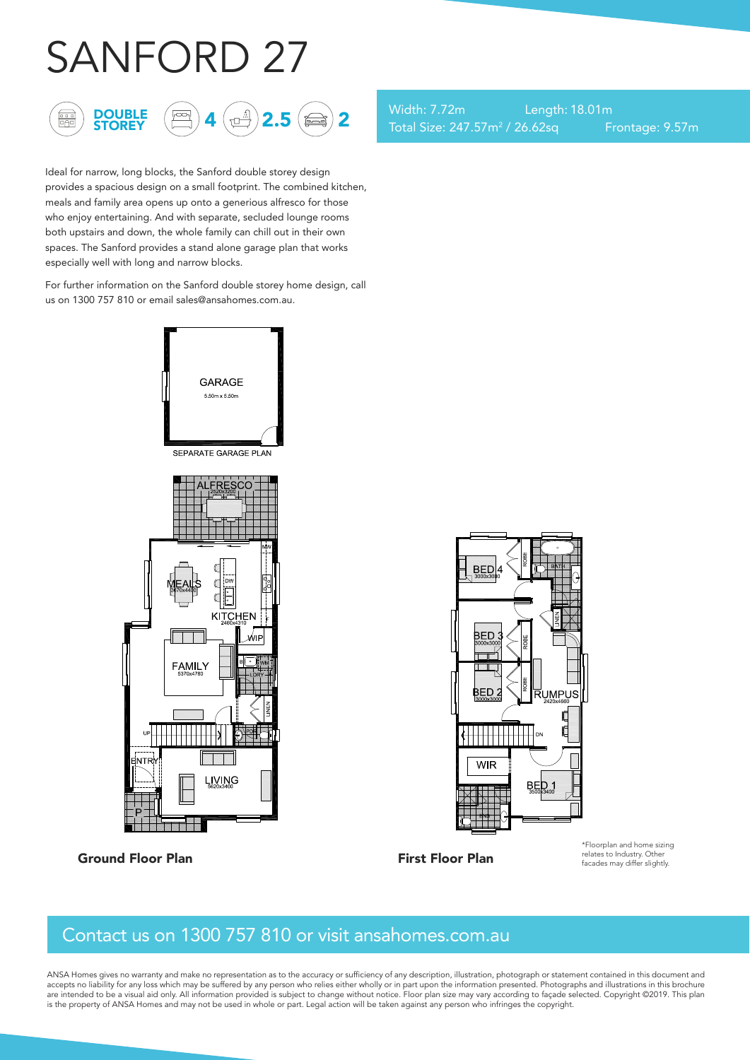# SANFORD 27

DOUBLE STOREY 4 2.5 2

Width: 7.72m Length: 18.01m
Total Size: 247.57m$^2$ / 26.62sq Frontage: 9.57m

Ideal for narrow, long blocks, the Sanford double storey design provides a spacious design on a small footprint. The combined kitchen, meals and family area opens up onto a generious alfresco for those who enjoy entertaining. And with separate, secluded lounge rooms both upstairs and down, the whole family can chill out in their own spaces. The Sanford provides a stand alone garage plan that works especially well with long and narrow blocks.

For further information on the Sanford double storey home design, call us on 1300 757 810 or email sales@ansahomes.com.au.

GARAGE
5.50m x 5.50m
SEPARATE GARAGE PLAN

ALFRESCO
2520x3200
MEALS
3470x4400
KITCHEN
2460x4310
WIP
FAMILY
5370x4780
LDRY
LINEN
UP
ENTRY
LIVING
5620x3400
P

BED 4
3000x3000
ROBE
BATH
BED 3
3000x3000
ROBE
LINEN
BED 2
3000x3000
ROBE
RUMPUS
2420x4860
DN
WIR
BED 1
3500x3400
ENS

**Ground Floor Plan**

**First Floor Plan**

*Floorplan and home sizing relates to Industry. Other facades may differ slightly.

## Contact us on 1300 757 810 or visit ansahomes.com.au

ANSA Homes gives no warranty and make no representation as to the accuracy or sufficiency of any description, illustration, photograph or statement contained in this document and accepts no liability for any loss which may be suffered by any person who relies either wholly or in part upon the information presented. Photographs and illustrations in this brochure are intended to be a visual aid only. All information provided is subject to change without notice. Floor plan size may vary according to façade selected. Copyright ©2019. This plan is the property of ANSA Homes and may not be used in whole or part. Legal action will be taken against any person who infringes the copyright.